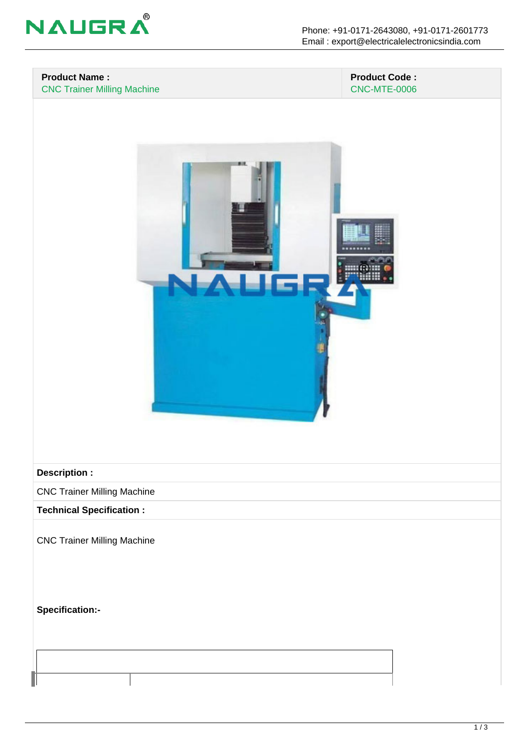| **Product Name :** | **Product Code :** |
|---|---|
| CNC Trainer Milling Machine | CNC-MTE-0006 |

**Description :**

CNC Trainer Milling Machine

**Technical Specification :**

CNC Trainer Milling Machine

**Specification:-**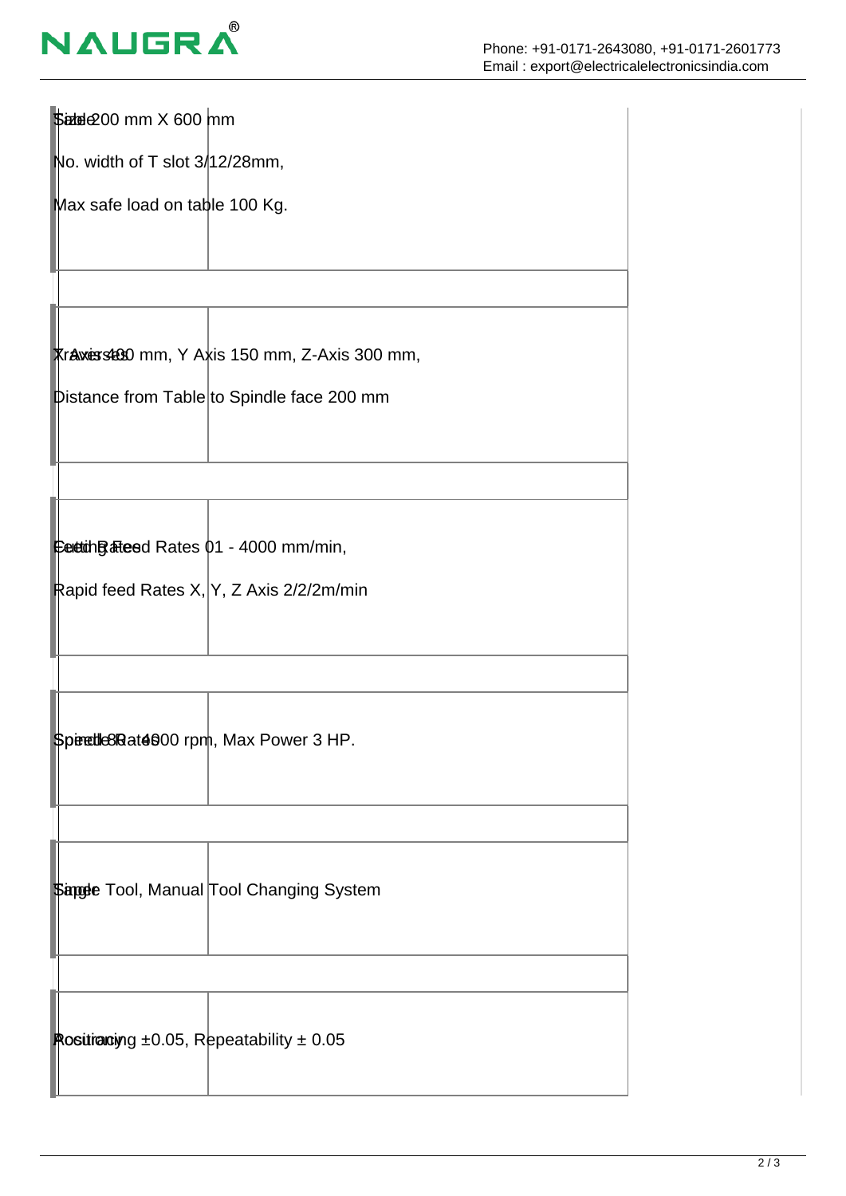| | |
|---|---|
| Table | Size 200 mm X 600 mm<br><br>No. width of T slot 3/12/28mm,<br><br>Max safe load on table 100 Kg. |
| Traverse | X Axis 400 mm, Y Axis 150 mm, Z-Axis 300 mm,<br><br>Distance from Table to Spindle face 200 mm |
| Feed Rates | Cutting Feed Rates 01 - 4000 mm/min,<br><br>Rapid feed Rates X, Y, Z Axis 2/2/2m/min |
| Spindle | Speed 80-4000 rpm, Max Power 3 HP. |
| Tool | Single Tool, Manual Tool Changing System |
| Accuracy | Positioning ±0.05, Repeatability ± 0.05 |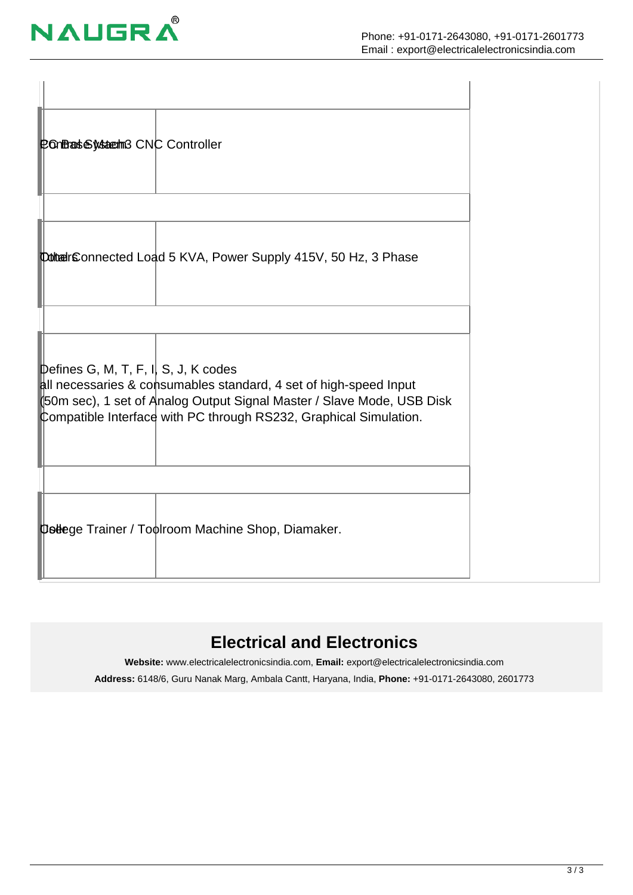| | |
|---|---|
| Control System | PC Based Mach3 CNC Controller |
| Other | Total Connected Load 5 KVA, Power Supply 415V, 50 Hz, 3 Phase |
| | Defines G, M, T, F, I, S, J, K codes all necessaries & consumables standard, 4 set of high-speed Input (50m sec), 1 set of Analog Output Signal Master / Slave Mode, USB Disk Compatible Interface with PC through RS232, Graphical Simulation. |
| Uses | College Trainer / Toolroom Machine Shop, Diamaker. |

## Electrical and Electronics

**Website:** www.electricalelectronicsindia.com, **Email:** export@electricalelectronicsindia.com

**Address:** 6148/6, Guru Nanak Marg, Ambala Cantt, Haryana, India, **Phone:** +91-0171-2643080, 2601773